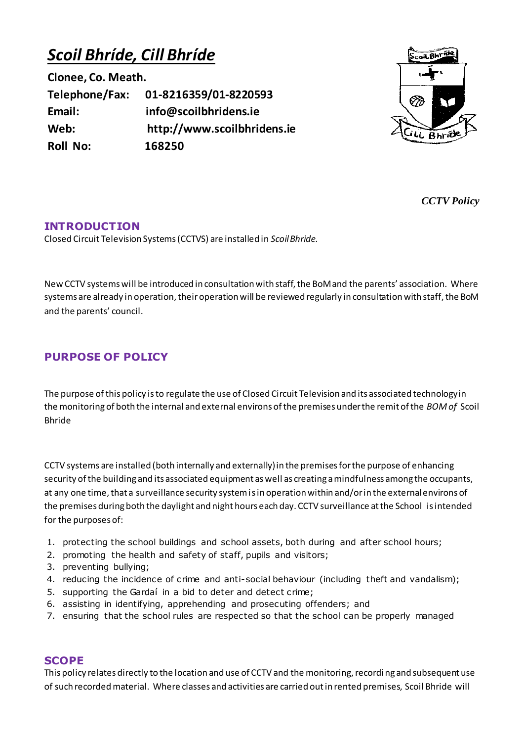# *Scoil Bhríde, Cill Bhríde*

**Clonee, Co. Meath.**
**Telephone/Fax:** **01-8216359/01-8220593**
**Email:** **info@scoilbhridens.ie**
**Web:** **http://www.scoilbhridens.ie**
**Roll No:** **168250**

***CCTV Policy***

## INTRODUCTION

Closed Circuit Television Systems (CCTVS) are installed in *Scoil Bhride.*

New CCTV systems will be introduced in consultation with staff, the BoM and the parents' association. Where systems are already in operation, their operation will be reviewed regularly in consultation with staff, the BoM and the parents' council.

## PURPOSE OF POLICY

The purpose of this policy is to regulate the use of Closed Circuit Television and its associated technology in the monitoring of both the internal and external environs of the premises under the remit of the *BOM of* Scoil Bhride

CCTV systems are installed (both internally and externally) in the premises for the purpose of enhancing security of the building and its associated equipment as well as creating a mindfulness among the occupants, at any one time, that a surveillance security system is in operation within and/or in the external environs of the premises during both the daylight and night hours each day. CCTV surveillance at the School is intended for the purposes of:

1. protecting the school buildings and school assets, both during and after school hours;
2. promoting the health and safety of staff, pupils and visitors;
3. preventing bullying;
4. reducing the incidence of crime and anti-social behaviour (including theft and vandalism);
5. supporting the Gardaí in a bid to deter and detect crime;
6. assisting in identifying, apprehending and prosecuting offenders; and
7. ensuring that the school rules are respected so that the school can be properly managed

## SCOPE

This policy relates directly to the location and use of CCTV and the monitoring, recording and subsequent use of such recorded material. Where classes and activities are carried out in rented premises, Scoil Bhride will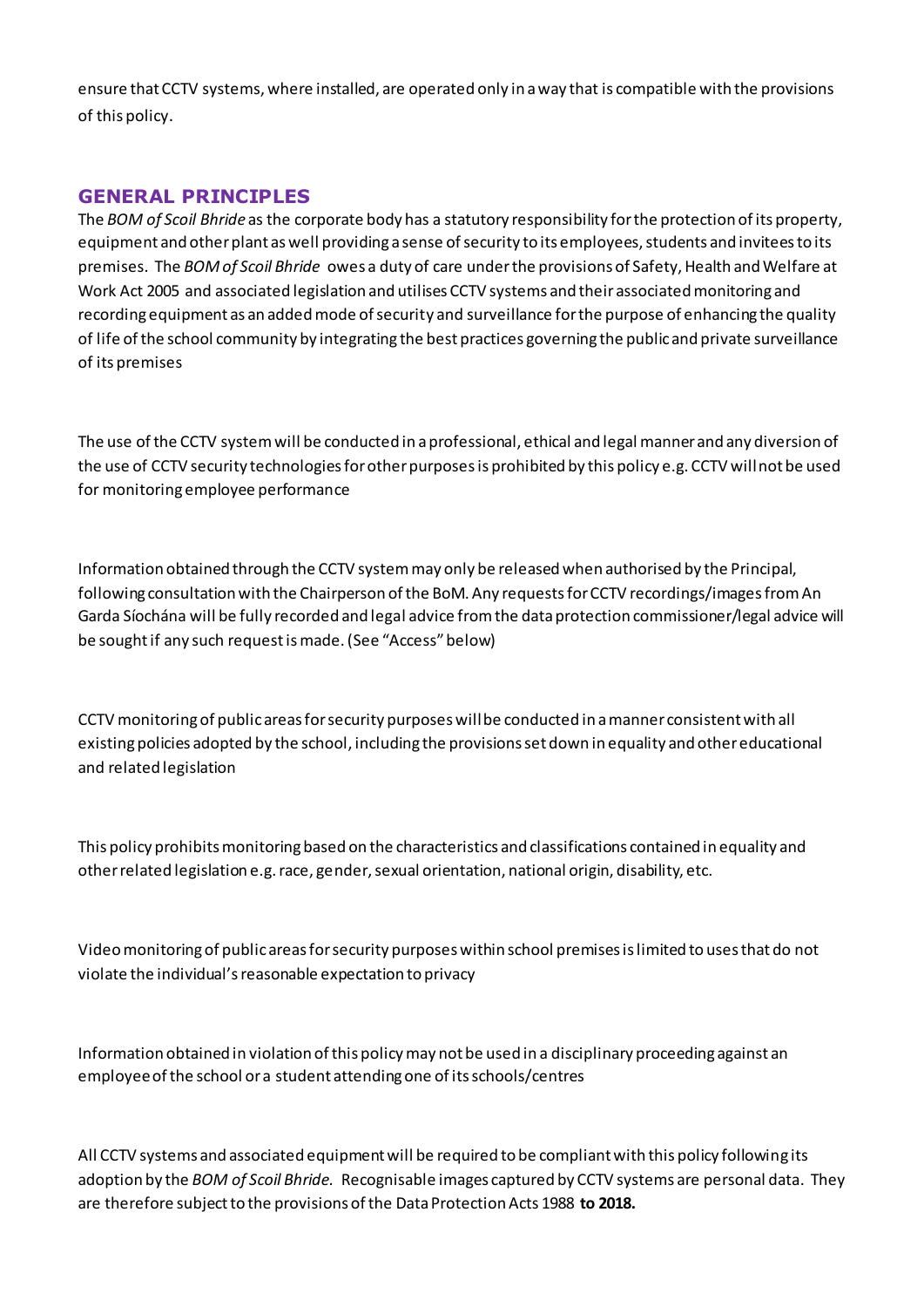ensure that CCTV systems, where installed, are operated only in a way that is compatible with the provisions of this policy.

## GENERAL PRINCIPLES

The *BOM of Scoil Bhride* as the corporate body has a statutory responsibility for the protection of its property, equipment and other plant as well providing a sense of security to its employees, students and invitees to its premises. The *BOM of Scoil Bhride* owes a duty of care under the provisions of Safety, Health and Welfare at Work Act 2005 and associated legislation and utilises CCTV systems and their associated monitoring and recording equipment as an added mode of security and surveillance for the purpose of enhancing the quality of life of the school community by integrating the best practices governing the public and private surveillance of its premises

The use of the CCTV system will be conducted in a professional, ethical and legal manner and any diversion of the use of CCTV security technologies for other purposes is prohibited by this policy e.g. CCTV will not be used for monitoring employee performance

Information obtained through the CCTV system may only be released when authorised by the Principal, following consultation with the Chairperson of the BoM. Any requests for CCTV recordings/images from An Garda Síochána will be fully recorded and legal advice from the data protection commissioner/legal advice will be sought if any such request is made. (See "Access" below)

CCTV monitoring of public areas for security purposes will be conducted in a manner consistent with all existing policies adopted by the school, including the provisions set down in equality and other educational and related legislation

This policy prohibits monitoring based on the characteristics and classifications contained in equality and other related legislation e.g. race, gender, sexual orientation, national origin, disability, etc.

Video monitoring of public areas for security purposes within school premises is limited to uses that do not violate the individual's reasonable expectation to privacy

Information obtained in violation of this policy may not be used in a disciplinary proceeding against an employee of the school or a student attending one of its schools/centres

All CCTV systems and associated equipment will be required to be compliant with this policy following its adoption by the *BOM of Scoil Bhride.* Recognisable images captured by CCTV systems are personal data. They are therefore subject to the provisions of the Data Protection Acts 1988 **to 2018.**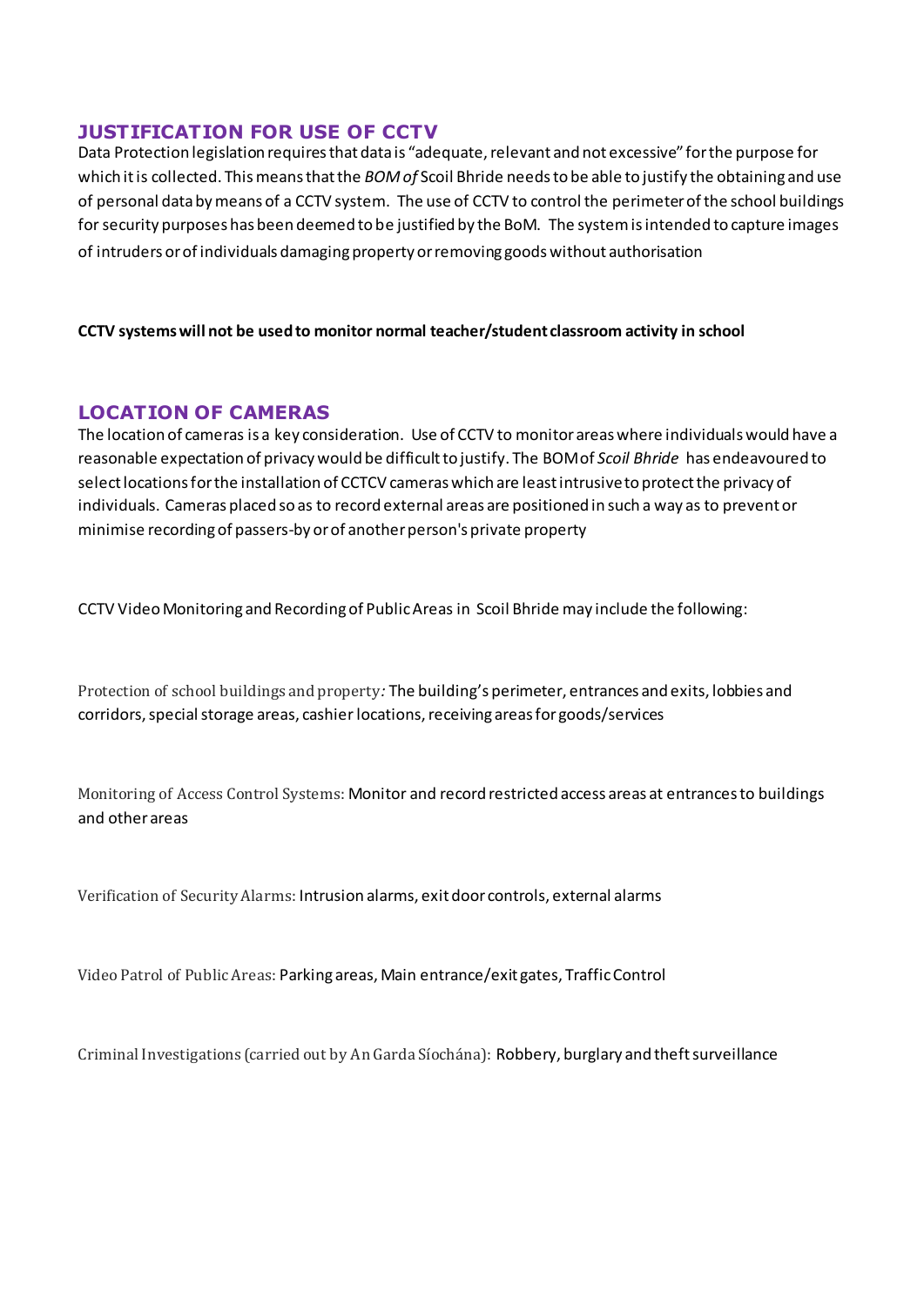## JUSTIFICATION FOR USE OF CCTV

Data Protection legislation requires that data is "adequate, relevant and not excessive" for the purpose for which it is collected. This means that the *BOM of* Scoil Bhride needs to be able to justify the obtaining and use of personal data by means of a CCTV system. The use of CCTV to control the perimeter of the school buildings for security purposes has been deemed to be justified by the BoM. The system is intended to capture images of intruders or of individuals damaging property or removing goods without authorisation

**CCTV systems will not be used to monitor normal teacher/student classroom activity in school**

## LOCATION OF CAMERAS

The location of cameras is a key consideration. Use of CCTV to monitor areas where individuals would have a reasonable expectation of privacy would be difficult to justify. The BOM of *Scoil Bhride* has endeavoured to select locations for the installation of CCTCV cameras which are least intrusive to protect the privacy of individuals. Cameras placed so as to record external areas are positioned in such a way as to prevent or minimise recording of passers-by or of another person's private property

CCTV Video Monitoring and Recording of Public Areas in Scoil Bhride may include the following:

Protection of school buildings and property*:* The building's perimeter, entrances and exits, lobbies and corridors, special storage areas, cashier locations, receiving areas for goods/services

Monitoring of Access Control Systems: Monitor and record restricted access areas at entrances to buildings and other areas

Verification of Security Alarms: Intrusion alarms, exit door controls, external alarms

Video Patrol of Public Areas: Parking areas, Main entrance/exit gates, Traffic Control

Criminal Investigations (carried out by An Garda Síochána): Robbery, burglary and theft surveillance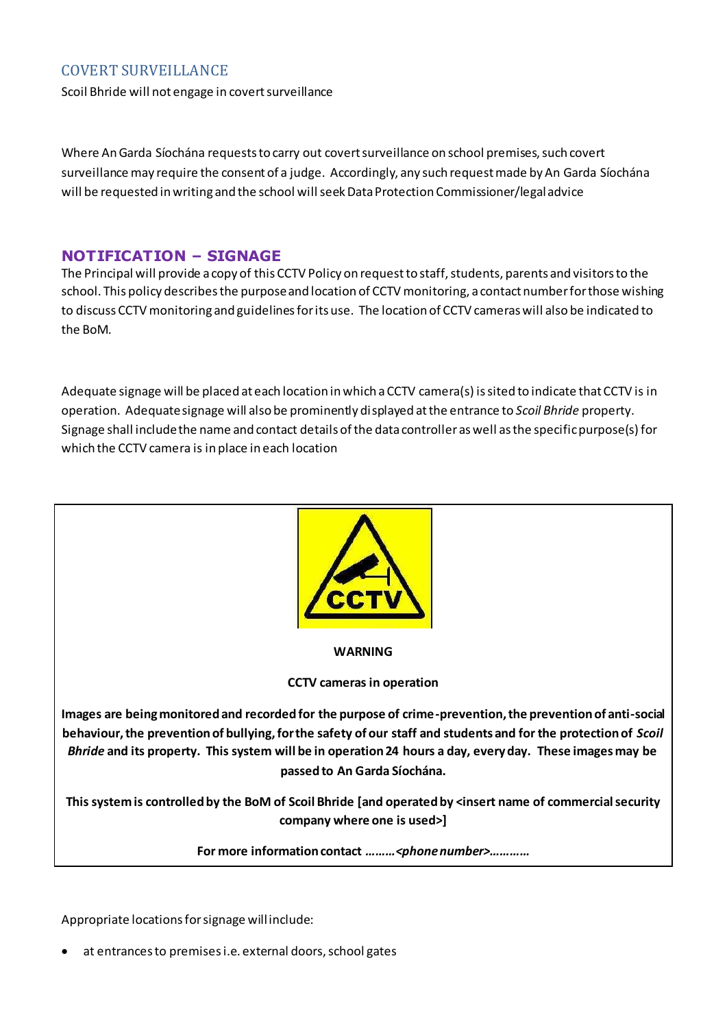## COVERT SURVEILLANCE

Scoil Bhride will not engage in covert surveillance

Where An Garda Síochána requests to carry out covert surveillance on school premises, such covert surveillance may require the consent of a judge. Accordingly, any such request made by An Garda Síochána will be requested in writing and the school will seek Data Protection Commissioner/legal advice

## NOTIFICATION – SIGNAGE

The Principal will provide a copy of this CCTV Policy on request to staff, students, parents and visitors to the school. This policy describes the purpose and location of CCTV monitoring, a contact number for those wishing to discuss CCTV monitoring and guidelines for its use. The location of CCTV cameras will also be indicated to the BoM.

Adequate signage will be placed at each location in which a CCTV camera(s) is sited to indicate that CCTV is in operation. Adequate signage will also be prominently displayed at the entrance to *Scoil Bhride* property. Signage shall include the name and contact details of the data controller as well as the specific purpose(s) for which the CCTV camera is in place in each location

**WARNING**

**CCTV cameras in operation**

**Images are being monitored and recorded for the purpose of crime-prevention, the prevention of anti-social behaviour, the prevention of bullying, for the safety of our staff and students and for the protection of *Scoil Bhride* and its property. This system will be in operation 24 hours a day, every day. These images may be passed to An Garda Síochána.**

**This system is controlled by the BoM of Scoil Bhride [and operated by <insert name of commercial security company where one is used>]**

**For more information contact *………<phone number>…………***

Appropriate locations for signage will include:

- at entrances to premises i.e. external doors, school gates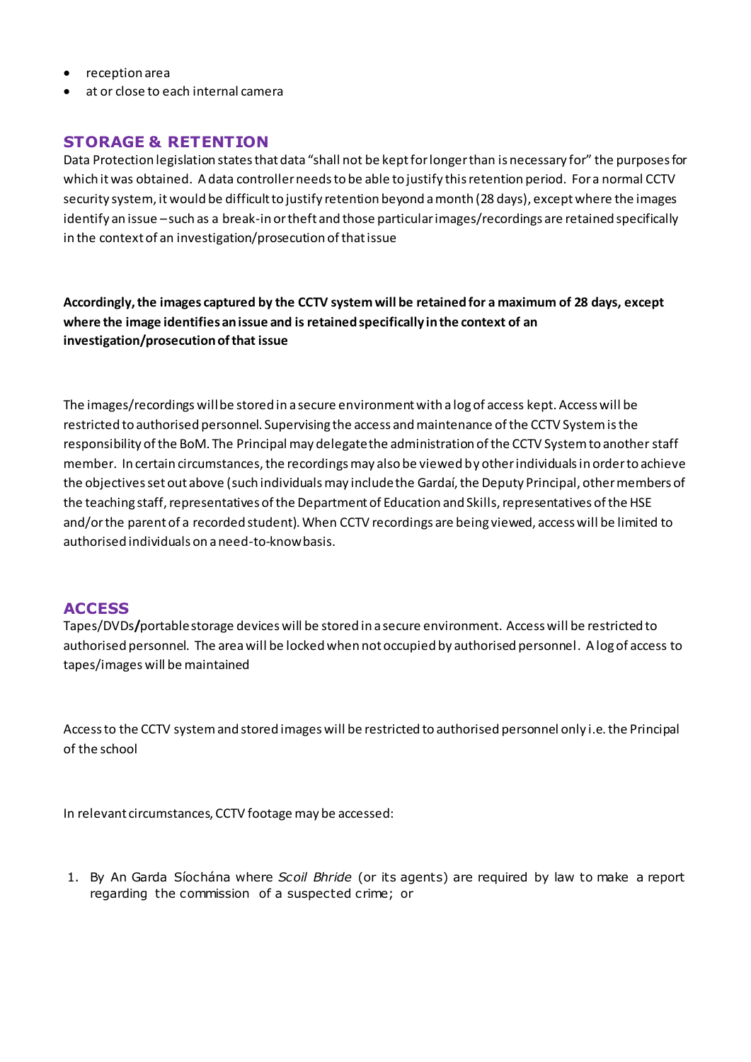- reception area
- at or close to each internal camera

## STORAGE & RETENTION

Data Protection legislation states that data "shall not be kept for longer than is necessary for" the purposes for which it was obtained. A data controller needs to be able to justify this retention period. For a normal CCTV security system, it would be difficult to justify retention beyond a month (28 days), except where the images identify an issue – such as a break-in or theft and those particular images/recordings are retained specifically in the context of an investigation/prosecution of that issue

**Accordingly, the images captured by the CCTV system will be retained for a maximum of 28 days, except where the image identifies an issue and is retained specifically in the context of an investigation/prosecution of that issue**

The images/recordings will be stored in a secure environment with a log of access kept. Access will be restricted to authorised personnel. Supervising the access and maintenance of the CCTV System is the responsibility of the BoM. The Principal may delegate the administration of the CCTV System to another staff member. In certain circumstances, the recordings may also be viewed by other individuals in order to achieve the objectives set out above (such individuals may include the Gardaí, the Deputy Principal, other members of the teaching staff, representatives of the Department of Education and Skills, representatives of the HSE and/or the parent of a recorded student). When CCTV recordings are being viewed, access will be limited to authorised individuals on a need-to-know basis.

## ACCESS

Tapes/DVDs**/**portable storage devices will be stored in a secure environment. Access will be restricted to authorised personnel. The area will be locked when not occupied by authorised personnel. A log of access to tapes/images will be maintained

Access to the CCTV system and stored images will be restricted to authorised personnel only i.e. the Principal of the school

In relevant circumstances, CCTV footage may be accessed:

1. By An Garda Síochána where *Scoil Bhride* (or its agents) are required by law to make a report regarding the commission of a suspected crime; or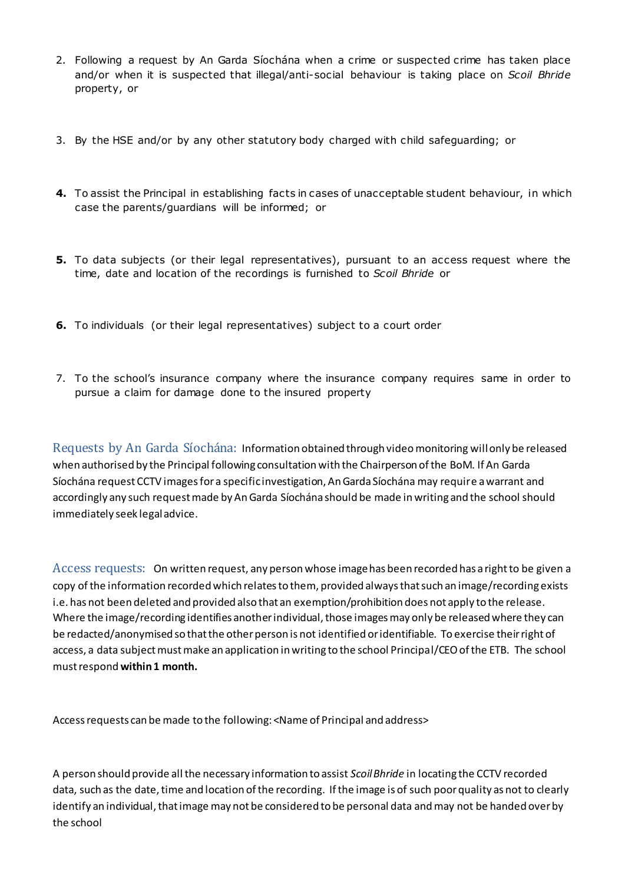2. Following a request by An Garda Síochána when a crime or suspected crime has taken place and/or when it is suspected that illegal/anti-social behaviour is taking place on *Scoil Bhride* property, or

3. By the HSE and/or by any other statutory body charged with child safeguarding; or

4. To assist the Principal in establishing facts in cases of unacceptable student behaviour, in which case the parents/guardians will be informed; or

5. To data subjects (or their legal representatives), pursuant to an access request where the time, date and location of the recordings is furnished to *Scoil Bhride* or

6. To individuals (or their legal representatives) subject to a court order

7. To the school's insurance company where the insurance company requires same in order to pursue a claim for damage done to the insured property

Requests by An Garda Síochána: Information obtained through video monitoring will only be released when authorised by the Principal following consultation with the Chairperson of the BoM. If An Garda Síochána request CCTV images for a specific investigation, An Garda Síochána may require a warrant and accordingly any such request made by An Garda Síochána should be made in writing and the school should immediately seek legal advice.

Access requests: On written request, any person whose image has been recorded has a right to be given a copy of the information recorded which relates to them, provided always that such an image/recording exists i.e. has not been deleted and provided also that an exemption/prohibition does not apply to the release. Where the image/recording identifies another individual, those images may only be released where they can be redacted/anonymised so that the other person is not identified or identifiable. To exercise their right of access, a data subject must make an application in writing to the school Principal/CEO of the ETB. The school must respond **within 1 month.**

Access requests can be made to the following: <Name of Principal and address>

A person should provide all the necessary information to assist *Scoil Bhride* in locating the CCTV recorded data, such as the date, time and location of the recording. If the image is of such poor quality as not to clearly identify an individual, that image may not be considered to be personal data and may not be handed over by the school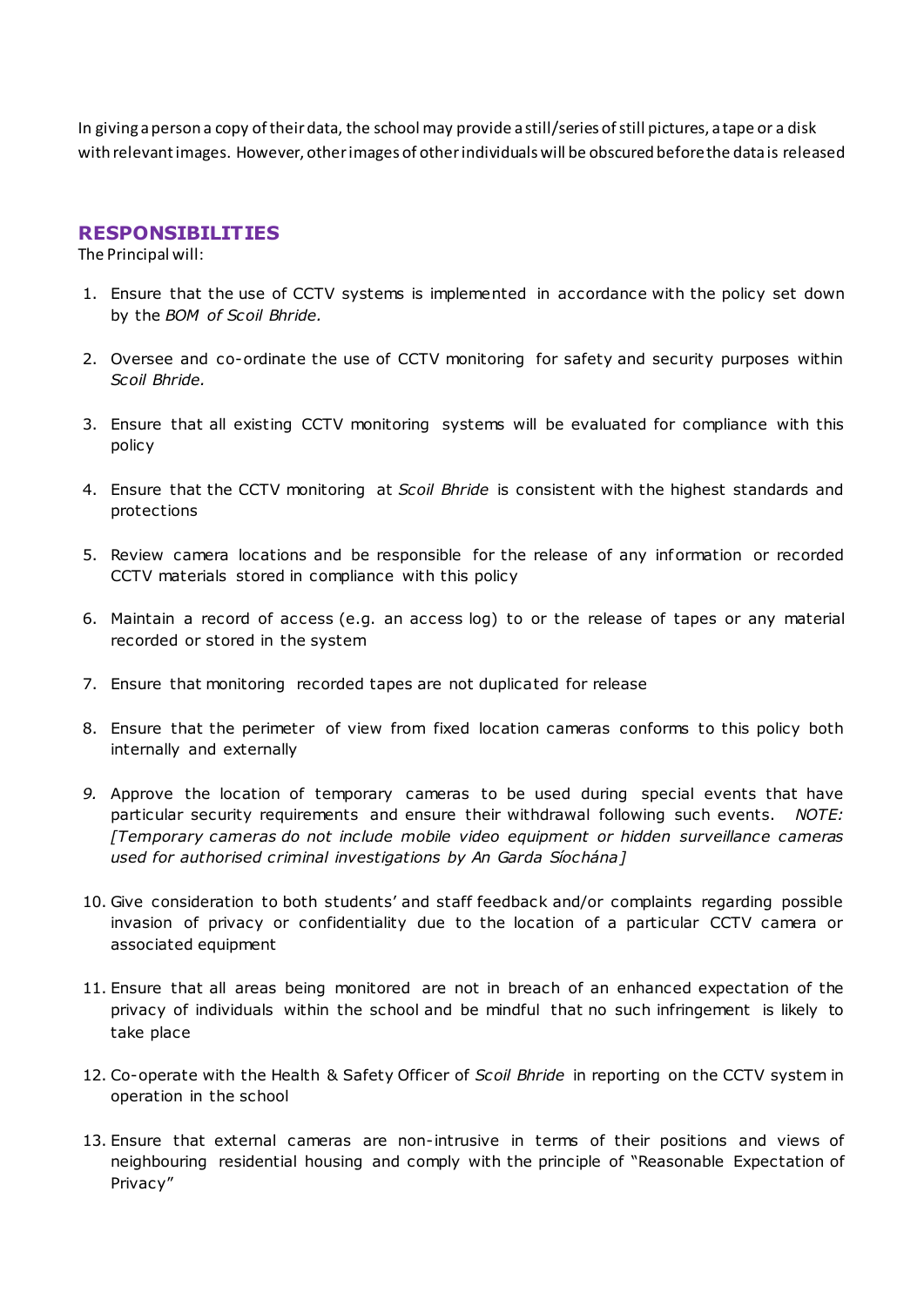In giving a person a copy of their data, the school may provide a still/series of still pictures, a tape or a disk with relevant images. However, other images of other individuals will be obscured before the data is released

## RESPONSIBILITIES

The Principal will:

1. Ensure that the use of CCTV systems is implemented in accordance with the policy set down by the *BOM of Scoil Bhride.*

2. Oversee and co-ordinate the use of CCTV monitoring for safety and security purposes within *Scoil Bhride.*

3. Ensure that all existing CCTV monitoring systems will be evaluated for compliance with this policy

4. Ensure that the CCTV monitoring at *Scoil Bhride* is consistent with the highest standards and protections

5. Review camera locations and be responsible for the release of any information or recorded CCTV materials stored in compliance with this policy

6. Maintain a record of access (e.g. an access log) to or the release of tapes or any material recorded or stored in the system

7. Ensure that monitoring recorded tapes are not duplicated for release

8. Ensure that the perimeter of view from fixed location cameras conforms to this policy both internally and externally

9. Approve the location of temporary cameras to be used during special events that have particular security requirements and ensure their withdrawal following such events. *NOTE: [Temporary cameras do not include mobile video equipment or hidden surveillance cameras used for authorised criminal investigations by An Garda Síochána]*

10. Give consideration to both students' and staff feedback and/or complaints regarding possible invasion of privacy or confidentiality due to the location of a particular CCTV camera or associated equipment

11. Ensure that all areas being monitored are not in breach of an enhanced expectation of the privacy of individuals within the school and be mindful that no such infringement is likely to take place

12. Co-operate with the Health & Safety Officer of *Scoil Bhride* in reporting on the CCTV system in operation in the school

13. Ensure that external cameras are non-intrusive in terms of their positions and views of neighbouring residential housing and comply with the principle of "Reasonable Expectation of Privacy"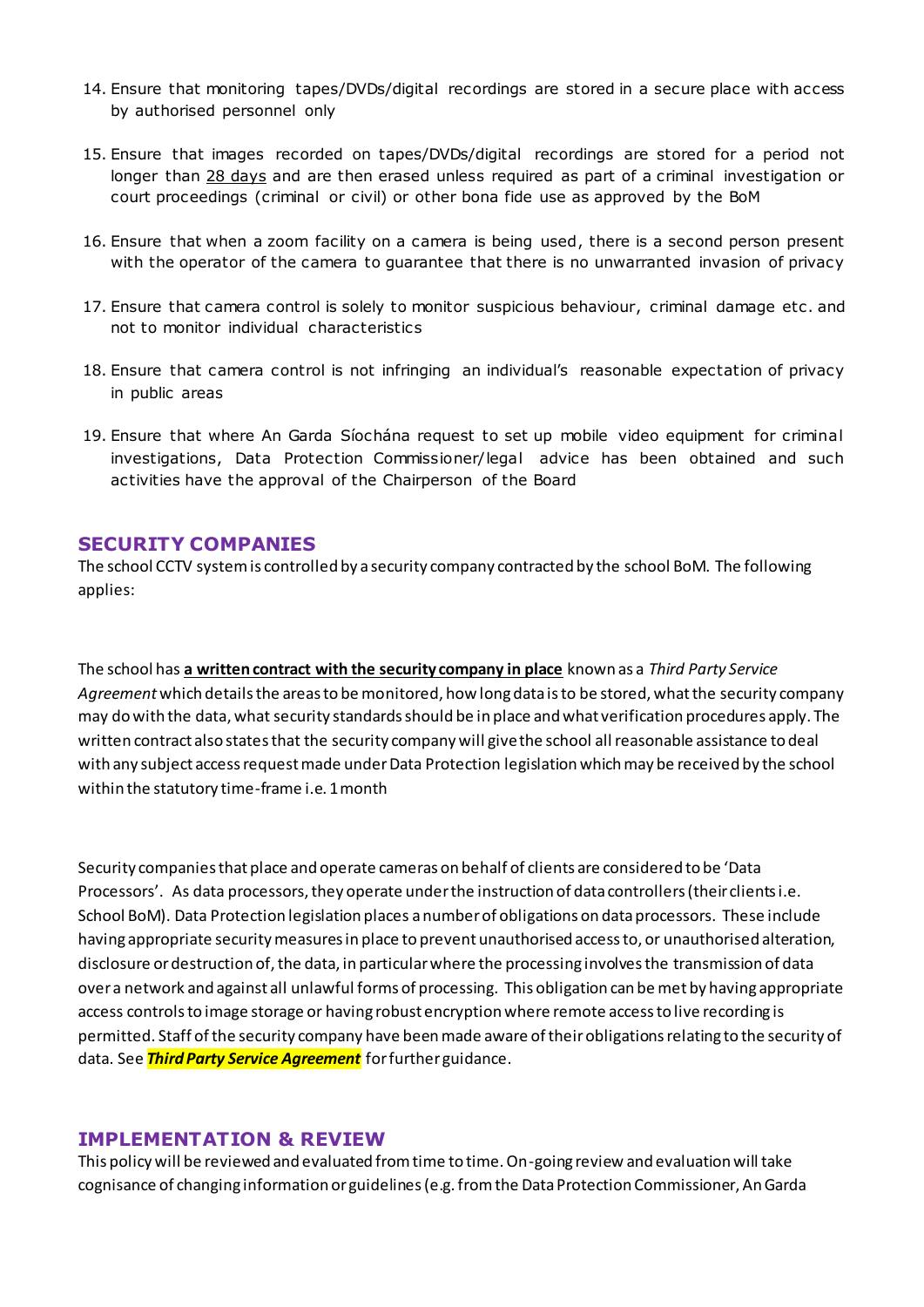14. Ensure that monitoring tapes/DVDs/digital recordings are stored in a secure place with access by authorised personnel only

15. Ensure that images recorded on tapes/DVDs/digital recordings are stored for a period not longer than 28 days and are then erased unless required as part of a criminal investigation or court proceedings (criminal or civil) or other bona fide use as approved by the BoM

16. Ensure that when a zoom facility on a camera is being used, there is a second person present with the operator of the camera to guarantee that there is no unwarranted invasion of privacy

17. Ensure that camera control is solely to monitor suspicious behaviour, criminal damage etc. and not to monitor individual characteristics

18. Ensure that camera control is not infringing an individual's reasonable expectation of privacy in public areas

19. Ensure that where An Garda Síochána request to set up mobile video equipment for criminal investigations, Data Protection Commissioner/legal advice has been obtained and such activities have the approval of the Chairperson of the Board

## SECURITY COMPANIES

The school CCTV system is controlled by a security company contracted by the school BoM. The following applies:

The school has **a written contract with the security company in place** known as a *Third Party Service Agreement* which details the areas to be monitored, how long data is to be stored, what the security company may do with the data, what security standards should be in place and what verification procedures apply. The written contract also states that the security company will give the school all reasonable assistance to deal with any subject access request made under Data Protection legislation which may be received by the school within the statutory time-frame i.e. 1 month

Security companies that place and operate cameras on behalf of clients are considered to be 'Data Processors'. As data processors, they operate under the instruction of data controllers (their clients i.e. School BoM). Data Protection legislation places a number of obligations on data processors. These include having appropriate security measures in place to prevent unauthorised access to, or unauthorised alteration, disclosure or destruction of, the data, in particular where the processing involves the transmission of data over a network and against all unlawful forms of processing. This obligation can be met by having appropriate access controls to image storage or having robust encryption where remote access to live recording is permitted. Staff of the security company have been made aware of their obligations relating to the security of data. See ***Third Party Service Agreement*** for further guidance.

## IMPLEMENTATION & REVIEW

This policy will be reviewed and evaluated from time to time. On-going review and evaluation will take cognisance of changing information or guidelines (e.g. from the Data Protection Commissioner, An Garda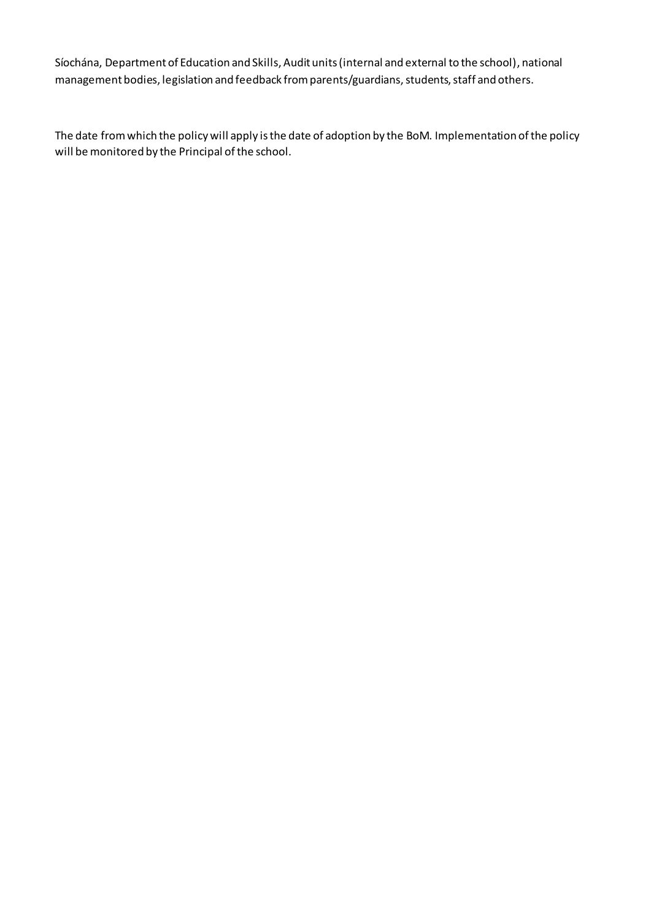Síochána, Department of Education and Skills, Audit units (internal and external to the school), national management bodies, legislation and feedback from parents/guardians, students, staff and others.

The date from which the policy will apply is the date of adoption by the BoM. Implementation of the policy will be monitored by the Principal of the school.